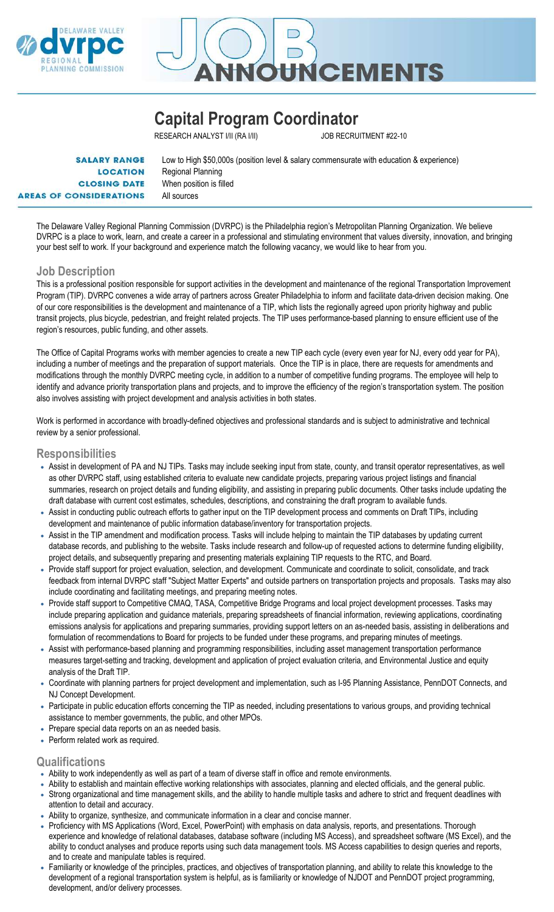# JOB ANNOUNCEMENTS

## Capital Program Coordinator

RESEARCH ANALYST I/II (RA I/II) JOB RECRUITMENT #22-10

| | |
|---|---|
| **SALARY RANGE** | Low to High $50,000s (position level & salary commensurate with education & experience) |
| **LOCATION** | Regional Planning |
| **CLOSING DATE** | When position is filled |
| **AREAS OF CONSIDERATIONS** | All sources |

The Delaware Valley Regional Planning Commission (DVRPC) is the Philadelphia region's Metropolitan Planning Organization. We believe DVRPC is a place to work, learn, and create a career in a professional and stimulating environment that values diversity, innovation, and bringing your best self to work. If your background and experience match the following vacancy, we would like to hear from you.

### Job Description

This is a professional position responsible for support activities in the development and maintenance of the regional Transportation Improvement Program (TIP). DVRPC convenes a wide array of partners across Greater Philadelphia to inform and facilitate data-driven decision making. One of our core responsibilities is the development and maintenance of a TIP, which lists the regionally agreed upon priority highway and public transit projects, plus bicycle, pedestrian, and freight related projects. The TIP uses performance-based planning to ensure efficient use of the region's resources, public funding, and other assets.

The Office of Capital Programs works with member agencies to create a new TIP each cycle (every even year for NJ, every odd year for PA), including a number of meetings and the preparation of support materials. Once the TIP is in place, there are requests for amendments and modifications through the monthly DVRPC meeting cycle, in addition to a number of competitive funding programs. The employee will help to identify and advance priority transportation plans and projects, and to improve the efficiency of the region's transportation system. The position also involves assisting with project development and analysis activities in both states.

Work is performed in accordance with broadly-defined objectives and professional standards and is subject to administrative and technical review by a senior professional.

### Responsibilities

- Assist in development of PA and NJ TIPs. Tasks may include seeking input from state, county, and transit operator representatives, as well as other DVRPC staff, using established criteria to evaluate new candidate projects, preparing various project listings and financial summaries, research on project details and funding eligibility, and assisting in preparing public documents. Other tasks include updating the draft database with current cost estimates, schedules, descriptions, and constraining the draft program to available funds.
- Assist in conducting public outreach efforts to gather input on the TIP development process and comments on Draft TIPs, including development and maintenance of public information database/inventory for transportation projects.
- Assist in the TIP amendment and modification process. Tasks will include helping to maintain the TIP databases by updating current database records, and publishing to the website. Tasks include research and follow-up of requested actions to determine funding eligibility, project details, and subsequently preparing and presenting materials explaining TIP requests to the RTC, and Board.
- Provide staff support for project evaluation, selection, and development. Communicate and coordinate to solicit, consolidate, and track feedback from internal DVRPC staff "Subject Matter Experts" and outside partners on transportation projects and proposals. Tasks may also include coordinating and facilitating meetings, and preparing meeting notes.
- Provide staff support to Competitive CMAQ, TASA, Competitive Bridge Programs and local project development processes. Tasks may include preparing application and guidance materials, preparing spreadsheets of financial information, reviewing applications, coordinating emissions analysis for applications and preparing summaries, providing support letters on an as-needed basis, assisting in deliberations and formulation of recommendations to Board for projects to be funded under these programs, and preparing minutes of meetings.
- Assist with performance-based planning and programming responsibilities, including asset management transportation performance measures target-setting and tracking, development and application of project evaluation criteria, and Environmental Justice and equity analysis of the Draft TIP.
- Coordinate with planning partners for project development and implementation, such as I-95 Planning Assistance, PennDOT Connects, and NJ Concept Development.
- Participate in public education efforts concerning the TIP as needed, including presentations to various groups, and providing technical assistance to member governments, the public, and other MPOs.
- Prepare special data reports on an as needed basis.
- Perform related work as required.

### Qualifications

- Ability to work independently as well as part of a team of diverse staff in office and remote environments.
- Ability to establish and maintain effective working relationships with associates, planning and elected officials, and the general public.
- Strong organizational and time management skills, and the ability to handle multiple tasks and adhere to strict and frequent deadlines with attention to detail and accuracy.
- Ability to organize, synthesize, and communicate information in a clear and concise manner.
- Proficiency with MS Applications (Word, Excel, PowerPoint) with emphasis on data analysis, reports, and presentations. Thorough experience and knowledge of relational databases, database software (including MS Access), and spreadsheet software (MS Excel), and the ability to conduct analyses and produce reports using such data management tools. MS Access capabilities to design queries and reports, and to create and manipulate tables is required.
- Familiarity or knowledge of the principles, practices, and objectives of transportation planning, and ability to relate this knowledge to the development of a regional transportation system is helpful, as is familiarity or knowledge of NJDOT and PennDOT project programming, development, and/or delivery processes.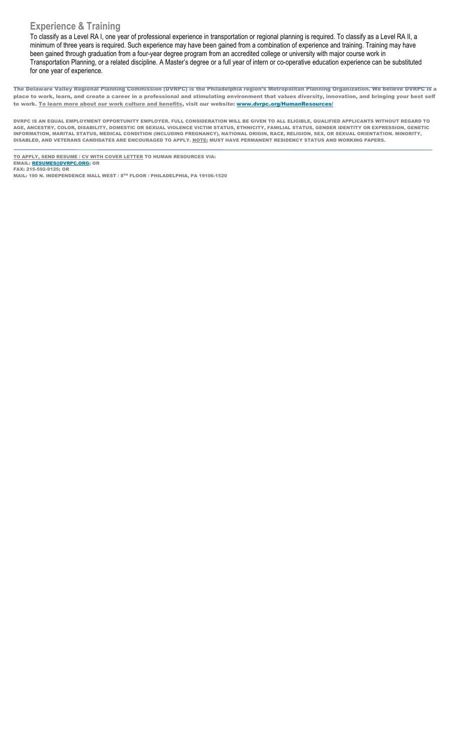## Experience & Training

To classify as a Level RA I, one year of professional experience in transportation or regional planning is required. To classify as a Level RA II, a minimum of three years is required. Such experience may have been gained from a combination of experience and training. Training may have been gained through graduation from a four-year degree program from an accredited college or university with major course work in Transportation Planning, or a related discipline. A Master's degree or a full year of intern or co-operative education experience can be substituted for one year of experience.

**The Delaware Valley Regional Planning Commission (DVRPC) is the Philadelphia region's Metropolitan Planning Organization. We believe DVRPC is a place to work, learn, and create a career in a professional and stimulating environment that values diversity, innovation, and bringing your best self to work. To learn more about our work culture and benefits, visit our website: www.dvrpc.org/HumanResources/**

**DVRPC IS AN EQUAL EMPLOYMENT OPPORTUNITY EMPLOYER. FULL CONSIDERATION WILL BE GIVEN TO ALL ELIGIBLE, QUALIFIED APPLICANTS WITHOUT REGARD TO AGE, ANCESTRY, COLOR, DISABILITY, DOMESTIC OR SEXUAL VIOLENCE VICTIM STATUS, ETHNICITY, FAMILIAL STATUS, GENDER IDENTITY OR EXPRESSION, GENETIC INFORMATION, MARITAL STATUS, MEDICAL CONDITION (INCLUDING PREGNANCY), NATIONAL ORIGIN, RACE, RELIGION, SEX, OR SEXUAL ORIENTATION. MINORITY, DISABLED, AND VETERANS CANDIDATES ARE ENCOURAGED TO APPLY. NOTE: MUST HAVE PERMANENT RESIDENCY STATUS AND WORKING PAPERS.**

**TO APPLY, SEND RESUME / CV WITH COVER LETTER TO HUMAN RESOURCES VIA:**
**EMAIL: RESUMES@DVRPC.ORG; OR**
**FAX: 215-592-9125; OR**
**MAIL: 190 N. INDEPENDENCE MALL WEST / 8TH FLOOR / PHILADELPHIA, PA 19106-1520**